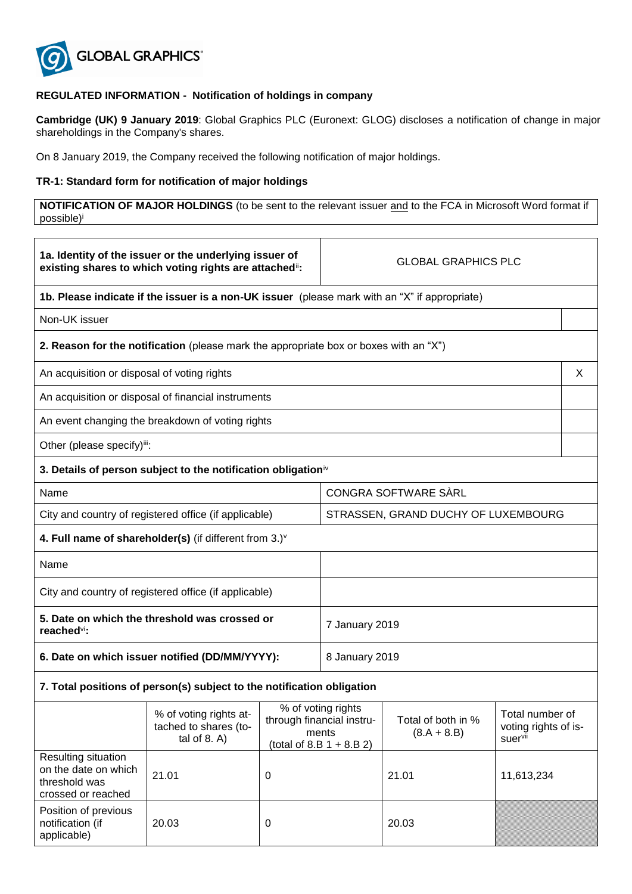**REGULATED INFORMATION - Notification of holdings in company**

**Cambridge (UK) 9 January 2019**: Global Graphics PLC (Euronext: GLOG) discloses a notification of change in major shareholdings in the Company's shares.

On 8 January 2019, the Company received the following notification of major holdings.

**TR-1: Standard form for notification of major holdings**

**NOTIFICATION OF MAJOR HOLDINGS** (to be sent to the relevant issuer and to the FCA in Microsoft Word format if possible)[i]

| **1a. Identity of the issuer or the underlying issuer of existing shares to which voting rights are attached[ii]:** | GLOBAL GRAPHICS PLC |
|---|---|

**1b. Please indicate if the issuer is a non-UK issuer** (please mark with an "X" if appropriate)

| Non-UK issuer | |
|---|---|

**2. Reason for the notification** (please mark the appropriate box or boxes with an "X")

| | |
|---|---|
| An acquisition or disposal of voting rights | X |
| An acquisition or disposal of financial instruments | |
| An event changing the breakdown of voting rights | |
| Other (please specify)[iii]: | |

**3. Details of person subject to the notification obligation**[iv]

| | |
|---|---|
| Name | CONGRA SOFTWARE SÀRL |
| City and country of registered office (if applicable) | STRASSEN, GRAND DUCHY OF LUXEMBOURG |

**4. Full name of shareholder(s)** (if different from 3.)[v]

| | |
|---|---|
| Name | |
| City and country of registered office (if applicable) | |

| | |
|---|---|
| **5. Date on which the threshold was crossed or reached[vi]:** | 7 January 2019 |
| **6. Date on which issuer notified (DD/MM/YYYY):** | 8 January 2019 |

**7. Total positions of person(s) subject to the notification obligation**

| | % of voting rights attached to shares (total of 8. A) | % of voting rights through financial instruments (total of 8.B 1 + 8.B 2) | Total of both in % (8.A + 8.B) | Total number of voting rights of issuer[vii] |
|---|---|---|---|---|
| Resulting situation on the date on which threshold was crossed or reached | 21.01 | 0 | 21.01 | 11,613,234 |
| Position of previous notification (if applicable) | 20.03 | 0 | 20.03 | |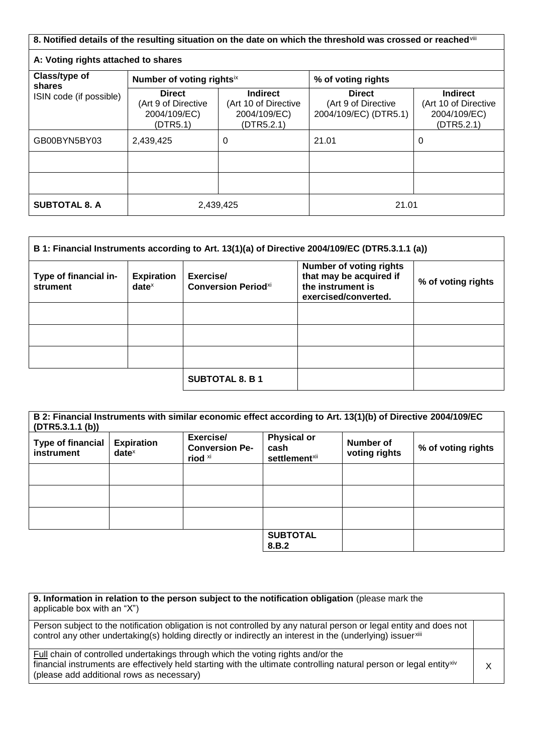**8. Notified details of the resulting situation on the date on which the threshold was crossed or reached**[viii]

**A: Voting rights attached to shares**

| Class/type of shares ISIN code (if possible) | Number of voting rights[ix] | | % of voting rights | |
|---|---|---|---|---|
| | **Direct** (Art 9 of Directive 2004/109/EC) (DTR5.1) | **Indirect** (Art 10 of Directive 2004/109/EC) (DTR5.2.1) | **Direct** (Art 9 of Directive 2004/109/EC) (DTR5.1) | **Indirect** (Art 10 of Directive 2004/109/EC) (DTR5.2.1) |
| GB00BYN5BY03 | 2,439,425 | 0 | 21.01 | 0 |
| | | | | |
| | | | | |
| **SUBTOTAL 8. A** | 2,439,425 | | 21.01 | |

**B 1: Financial Instruments according to Art. 13(1)(a) of Directive 2004/109/EC (DTR5.3.1.1 (a))**

| Type of financial instrument | Expiration date[x] | Exercise/ Conversion Period[xi] | Number of voting rights that may be acquired if the instrument is exercised/converted. | % of voting rights |
|---|---|---|---|---|
| | | | | |
| | | | | |
| | | | | |
| | | **SUBTOTAL 8. B 1** | | |

**B 2: Financial Instruments with similar economic effect according to Art. 13(1)(b) of Directive 2004/109/EC (DTR5.3.1.1 (b))**

| Type of financial instrument | Expiration date[x] | Exercise/ Conversion Period [xi] | Physical or cash settlement[xii] | Number of voting rights | % of voting rights |
|---|---|---|---|---|---|
| | | | | | |
| | | | | | |
| | | | | | |
| | | | **SUBTOTAL 8.B.2** | | |

| **9. Information in relation to the person subject to the notification obligation** (please mark the applicable box with an "X") | |
|---|---|
| Person subject to the notification obligation is not controlled by any natural person or legal entity and does not control any other undertaking(s) holding directly or indirectly an interest in the (underlying) issuer[xiii] | |
| Full chain of controlled undertakings through which the voting rights and/or the financial instruments are effectively held starting with the ultimate controlling natural person or legal entity[xiv] (please add additional rows as necessary) | X |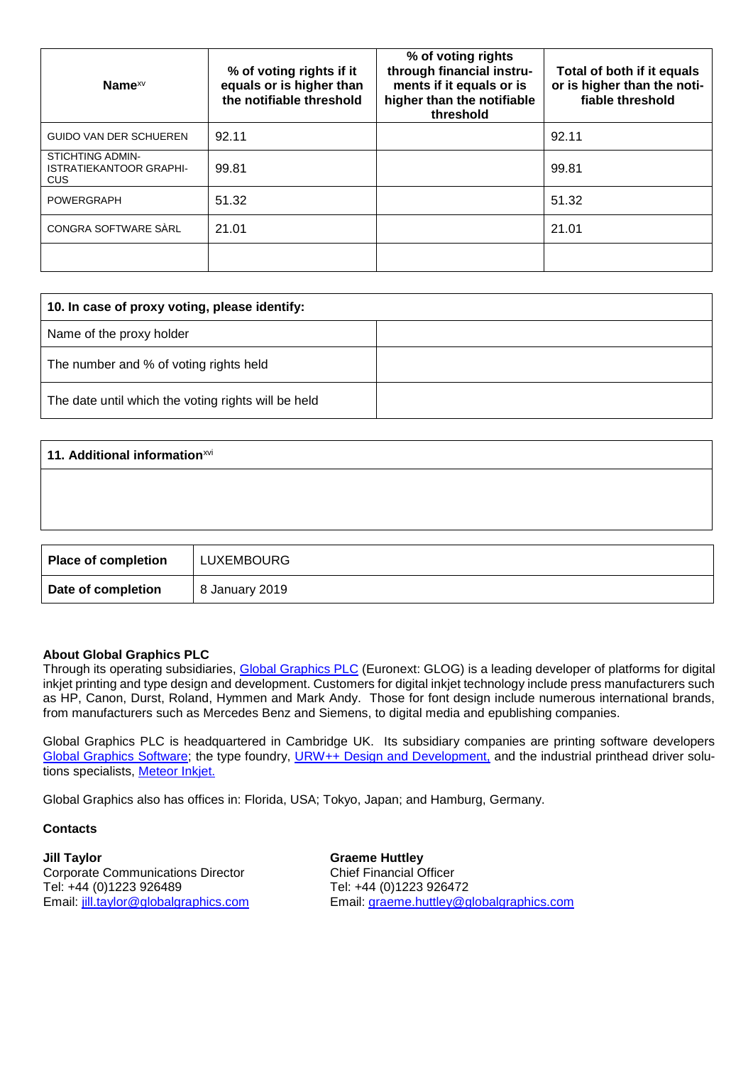| Name[xv] | % of voting rights if it equals or is higher than the notifiable threshold | % of voting rights through financial instruments if it equals or is higher than the notifiable threshold | Total of both if it equals or is higher than the notifiable threshold |
|---|---|---|---|
| GUIDO VAN DER SCHUEREN | 92.11 | | 92.11 |
| STICHTING ADMINISTRATIEKANTOOR GRAPHICUS | 99.81 | | 99.81 |
| POWERGRAPH | 51.32 | | 51.32 |
| CONGRA SOFTWARE SÀRL | 21.01 | | 21.01 |
| | | | |

| 10. In case of proxy voting, please identify: | |
|---|---|
| Name of the proxy holder | |
| The number and % of voting rights held | |
| The date until which the voting rights will be held | |

| 11. Additional information[xvi] |
|---|
| |

| | |
|---|---|
| **Place of completion** | LUXEMBOURG |
| **Date of completion** | 8 January 2019 |

**About Global Graphics PLC**

Through its operating subsidiaries, Global Graphics PLC (Euronext: GLOG) is a leading developer of platforms for digital inkjet printing and type design and development. Customers for digital inkjet technology include press manufacturers such as HP, Canon, Durst, Roland, Hymmen and Mark Andy. Those for font design include numerous international brands, from manufacturers such as Mercedes Benz and Siemens, to digital media and epublishing companies.

Global Graphics PLC is headquartered in Cambridge UK. Its subsidiary companies are printing software developers Global Graphics Software; the type foundry, URW++ Design and Development, and the industrial printhead driver solutions specialists, Meteor Inkjet.

Global Graphics also has offices in: Florida, USA; Tokyo, Japan; and Hamburg, Germany.

**Contacts**

**Jill Taylor**
Corporate Communications Director
Tel: +44 (0)1223 926489
Email: jill.taylor@globalgraphics.com

**Graeme Huttley**
Chief Financial Officer
Tel: +44 (0)1223 926472
Email: graeme.huttley@globalgraphics.com